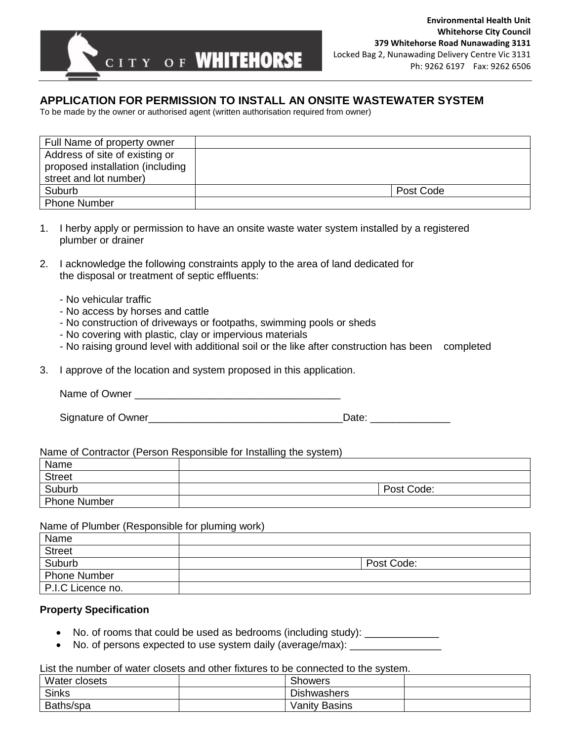**Environmental Health Unit**
**Whitehorse City Council**
**379 Whitehorse Road Nunawading 3131**
Locked Bag 2, Nunawading Delivery Centre Vic 3131
Ph: 9262 6197 Fax: 9262 6506

# APPLICATION FOR PERMISSION TO INSTALL AN ONSITE WASTEWATER SYSTEM

To be made by the owner or authorised agent (written authorisation required from owner)

| Full Name of property owner | | |
|---|---|---|
| Address of site of existing or proposed installation (including street and lot number) | | |
| Suburb | | Post Code |
| Phone Number | | |

1. I herby apply or permission to have an onsite waste water system installed by a registered plumber or drainer

2. I acknowledge the following constraints apply to the area of land dedicated for the disposal or treatment of septic effluents:

   - No vehicular traffic
   - No access by horses and cattle
   - No construction of driveways or footpaths, swimming pools or sheds
   - No covering with plastic, clay or impervious materials
   - No raising ground level with additional soil or the like after construction has been completed

3. I approve of the location and system proposed in this application.

   Name of Owner ___________________________________

   Signature of Owner_________________________________Date: _____________

Name of Contractor (Person Responsible for Installing the system)

| Name | | |
|---|---|---|
| Street | | |
| Suburb | | Post Code: |
| Phone Number | | |

Name of Plumber (Responsible for pluming work)

| Name | | |
|---|---|---|
| Street | | |
| Suburb | | Post Code: |
| Phone Number | | |
| P.I.C Licence no. | | |

**Property Specification**

- No. of rooms that could be used as bedrooms (including study): _____________
- No. of persons expected to use system daily (average/max): ________________

List the number of water closets and other fixtures to be connected to the system.

| Water closets | | Showers | |
|---|---|---|---|
| Sinks | | Dishwashers | |
| Baths/spa | | Vanity Basins | |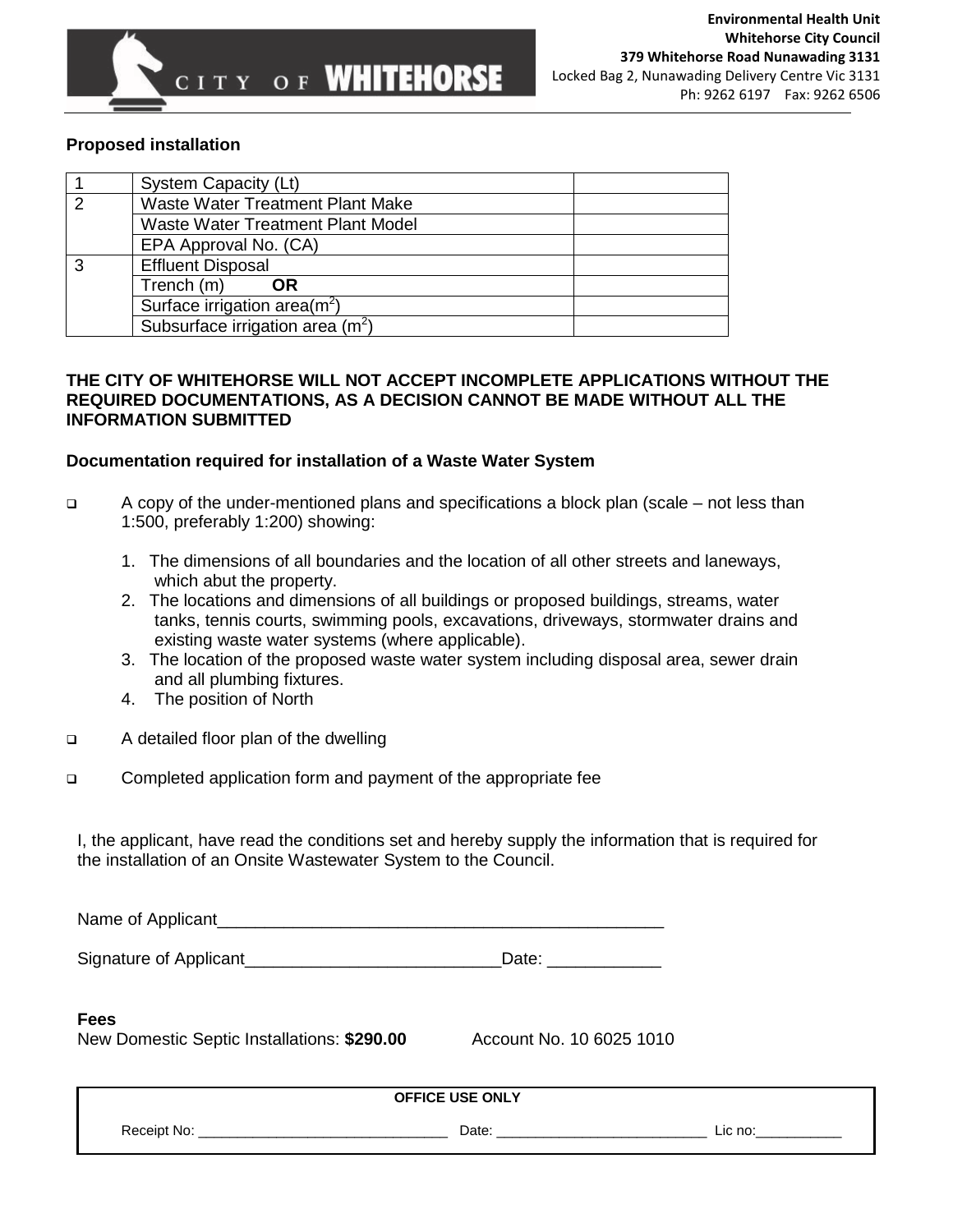Environmental Health Unit
Whitehorse City Council
379 Whitehorse Road Nunawading 3131
Locked Bag 2, Nunawading Delivery Centre Vic 3131
Ph: 9262 6197 Fax: 9262 6506

**Proposed installation**

| | | |
|---|---|---|
| 1 | System Capacity (Lt) | |
| 2 | Waste Water Treatment Plant Make | |
| | Waste Water Treatment Plant Model | |
| | EPA Approval No. (CA) | |
| 3 | Effluent Disposal | |
| | Trench (m) **OR** | |
| | Surface irrigation area($m^2$) | |
| | Subsurface irrigation area ($m^2$) | |

**THE CITY OF WHITEHORSE WILL NOT ACCEPT INCOMPLETE APPLICATIONS WITHOUT THE REQUIRED DOCUMENTATIONS, AS A DECISION CANNOT BE MADE WITHOUT ALL THE INFORMATION SUBMITTED**

**Documentation required for installation of a Waste Water System**

- ❑ A copy of the under-mentioned plans and specifications a block plan (scale – not less than 1:500, preferably 1:200) showing:

  1. The dimensions of all boundaries and the location of all other streets and laneways, which abut the property.
  2. The locations and dimensions of all buildings or proposed buildings, streams, water tanks, tennis courts, swimming pools, excavations, driveways, stormwater drains and existing waste water systems (where applicable).
  3. The location of the proposed waste water system including disposal area, sewer drain and all plumbing fixtures.
  4. The position of North

- ❑ A detailed floor plan of the dwelling

- ❑ Completed application form and payment of the appropriate fee

I, the applicant, have read the conditions set and hereby supply the information that is required for the installation of an Onsite Wastewater System to the Council.

Name of Applicant_______________________________________________

Signature of Applicant___________________________Date: ____________

**Fees**
New Domestic Septic Installations: **$290.00** Account No. 10 6025 1010

| **OFFICE USE ONLY** | | |
|---|---|---|
| Receipt No: ______________________________ | Date: __________________________ | Lic no:___________ |